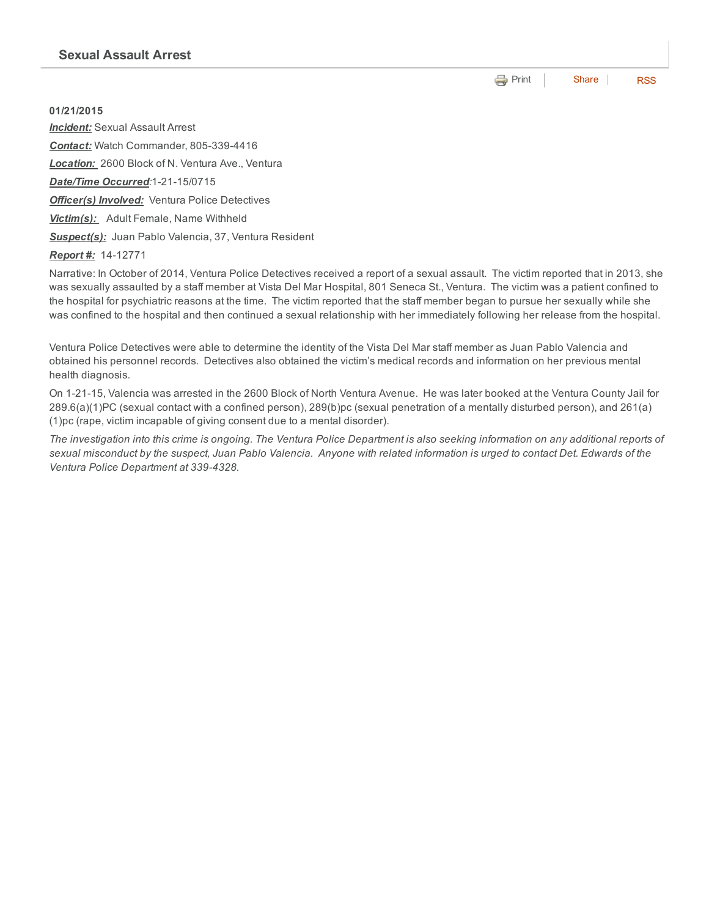## Sexual Assault Arrest

Print | Share | RSS

**01/21/2015**

***Incident:*** Sexual Assault Arrest

***Contact:*** Watch Commander, 805-339-4416

***Location:*** 2600 Block of N. Ventura Ave., Ventura

***Date/Time Occurred***:1-21-15/0715

***Officer(s) Involved:*** Ventura Police Detectives

***Victim(s):*** Adult Female, Name Withheld

***Suspect(s):*** Juan Pablo Valencia, 37, Ventura Resident

***Report #:*** 14-12771

Narrative: In October of 2014, Ventura Police Detectives received a report of a sexual assault. The victim reported that in 2013, she was sexually assaulted by a staff member at Vista Del Mar Hospital, 801 Seneca St., Ventura. The victim was a patient confined to the hospital for psychiatric reasons at the time. The victim reported that the staff member began to pursue her sexually while she was confined to the hospital and then continued a sexual relationship with her immediately following her release from the hospital.

Ventura Police Detectives were able to determine the identity of the Vista Del Mar staff member as Juan Pablo Valencia and obtained his personnel records. Detectives also obtained the victim's medical records and information on her previous mental health diagnosis.

On 1-21-15, Valencia was arrested in the 2600 Block of North Ventura Avenue. He was later booked at the Ventura County Jail for 289.6(a)(1)PC (sexual contact with a confined person), 289(b)pc (sexual penetration of a mentally disturbed person), and 261(a)(1)pc (rape, victim incapable of giving consent due to a mental disorder).

*The investigation into this crime is ongoing. The Ventura Police Department is also seeking information on any additional reports of sexual misconduct by the suspect, Juan Pablo Valencia. Anyone with related information is urged to contact Det. Edwards of the Ventura Police Department at 339-4328.*